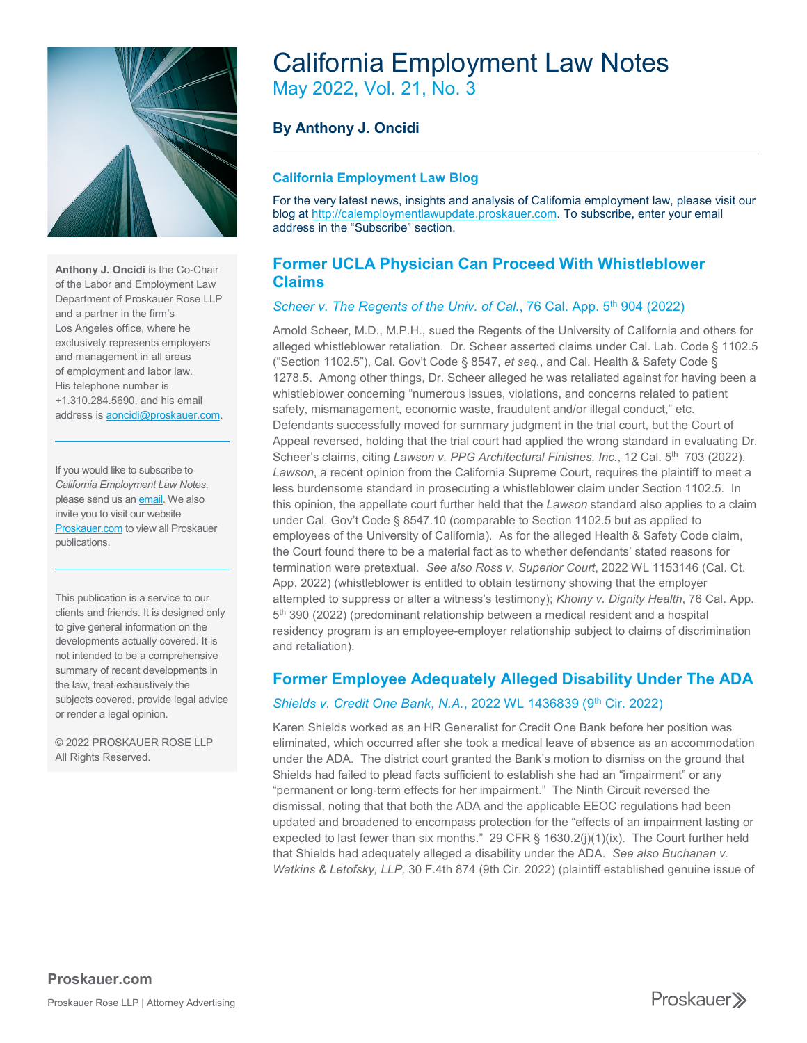# California Employment Law Notes

May 2022, Vol. 21, No. 3

**By Anthony J. Oncidi**

---

**Anthony J. Oncidi** is the Co-Chair of the Labor and Employment Law Department of Proskauer Rose LLP and a partner in the firm's Los Angeles office, where he exclusively represents employers and management in all areas of employment and labor law. His telephone number is +1.310.284.5690, and his email address is aoncidi@proskauer.com.

If you would like to subscribe to *California Employment Law Notes*, please send us an email. We also invite you to visit our website Proskauer.com to view all Proskauer publications.

This publication is a service to our clients and friends. It is designed only to give general information on the developments actually covered. It is not intended to be a comprehensive summary of recent developments in the law, treat exhaustively the subjects covered, provide legal advice or render a legal opinion.

© 2022 PROSKAUER ROSE LLP
All Rights Reserved.

## California Employment Law Blog

For the very latest news, insights and analysis of California employment law, please visit our blog at http://calemploymentlawupdate.proskauer.com. To subscribe, enter your email address in the "Subscribe" section.

## Former UCLA Physician Can Proceed With Whistleblower Claims

*Scheer v. The Regents of the Univ. of Cal.*, 76 Cal. App. 5th 904 (2022)

Arnold Scheer, M.D., M.P.H., sued the Regents of the University of California and others for alleged whistleblower retaliation. Dr. Scheer asserted claims under Cal. Lab. Code § 1102.5 ("Section 1102.5"), Cal. Gov't Code § 8547, *et seq.*, and Cal. Health & Safety Code § 1278.5. Among other things, Dr. Scheer alleged he was retaliated against for having been a whistleblower concerning "numerous issues, violations, and concerns related to patient safety, mismanagement, economic waste, fraudulent and/or illegal conduct," etc. Defendants successfully moved for summary judgment in the trial court, but the Court of Appeal reversed, holding that the trial court had applied the wrong standard in evaluating Dr. Scheer's claims, citing *Lawson v. PPG Architectural Finishes, Inc.*, 12 Cal. 5th 703 (2022). *Lawson*, a recent opinion from the California Supreme Court, requires the plaintiff to meet a less burdensome standard in prosecuting a whistleblower claim under Section 1102.5. In this opinion, the appellate court further held that the *Lawson* standard also applies to a claim under Cal. Gov't Code § 8547.10 (comparable to Section 1102.5 but as applied to employees of the University of California). As for the alleged Health & Safety Code claim, the Court found there to be a material fact as to whether defendants' stated reasons for termination were pretextual. *See also Ross v. Superior Court*, 2022 WL 1153146 (Cal. Ct. App. 2022) (whistleblower is entitled to obtain testimony showing that the employer attempted to suppress or alter a witness's testimony); *Khoiny v. Dignity Health*, 76 Cal. App. 5th 390 (2022) (predominant relationship between a medical resident and a hospital residency program is an employee-employer relationship subject to claims of discrimination and retaliation).

## Former Employee Adequately Alleged Disability Under The ADA

*Shields v. Credit One Bank, N.A.*, 2022 WL 1436839 (9th Cir. 2022)

Karen Shields worked as an HR Generalist for Credit One Bank before her position was eliminated, which occurred after she took a medical leave of absence as an accommodation under the ADA. The district court granted the Bank's motion to dismiss on the ground that Shields had failed to plead facts sufficient to establish she had an "impairment" or any "permanent or long-term effects for her impairment." The Ninth Circuit reversed the dismissal, noting that that both the ADA and the applicable EEOC regulations had been updated and broadened to encompass protection for the "effects of an impairment lasting or expected to last fewer than six months." 29 CFR § 1630.2(j)(1)(ix). The Court further held that Shields had adequately alleged a disability under the ADA. *See also Buchanan v. Watkins & Letofsky, LLP,* 30 F.4th 874 (9th Cir. 2022) (plaintiff established genuine issue of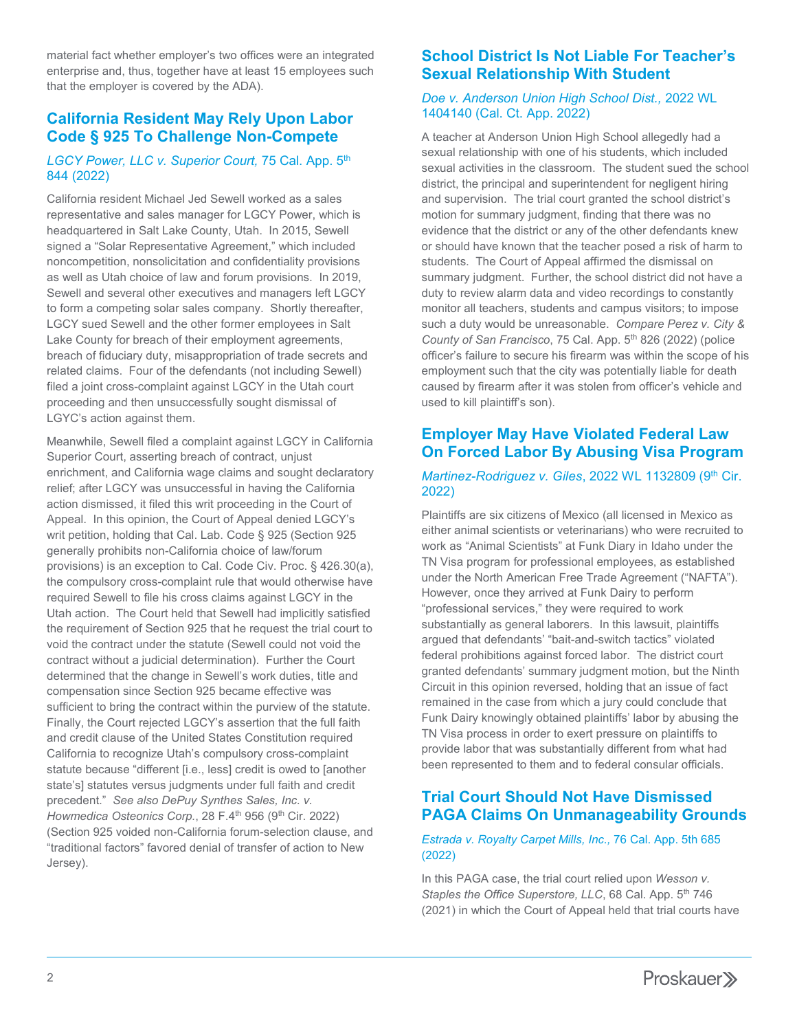material fact whether employer's two offices were an integrated enterprise and, thus, together have at least 15 employees such that the employer is covered by the ADA).

## California Resident May Rely Upon Labor Code § 925 To Challenge Non-Compete

*LGCY Power, LLC v. Superior Court,* 75 Cal. App. 5th 844 (2022)

California resident Michael Jed Sewell worked as a sales representative and sales manager for LGCY Power, which is headquartered in Salt Lake County, Utah. In 2015, Sewell signed a "Solar Representative Agreement," which included noncompetition, nonsolicitation and confidentiality provisions as well as Utah choice of law and forum provisions. In 2019, Sewell and several other executives and managers left LGCY to form a competing solar sales company. Shortly thereafter, LGCY sued Sewell and the other former employees in Salt Lake County for breach of their employment agreements, breach of fiduciary duty, misappropriation of trade secrets and related claims. Four of the defendants (not including Sewell) filed a joint cross-complaint against LGCY in the Utah court proceeding and then unsuccessfully sought dismissal of LGYC's action against them.

Meanwhile, Sewell filed a complaint against LGCY in California Superior Court, asserting breach of contract, unjust enrichment, and California wage claims and sought declaratory relief; after LGCY was unsuccessful in having the California action dismissed, it filed this writ proceeding in the Court of Appeal. In this opinion, the Court of Appeal denied LGCY's writ petition, holding that Cal. Lab. Code § 925 (Section 925 generally prohibits non-California choice of law/forum provisions) is an exception to Cal. Code Civ. Proc. § 426.30(a), the compulsory cross-complaint rule that would otherwise have required Sewell to file his cross claims against LGCY in the Utah action. The Court held that Sewell had implicitly satisfied the requirement of Section 925 that he request the trial court to void the contract under the statute (Sewell could not void the contract without a judicial determination). Further the Court determined that the change in Sewell's work duties, title and compensation since Section 925 became effective was sufficient to bring the contract within the purview of the statute. Finally, the Court rejected LGCY's assertion that the full faith and credit clause of the United States Constitution required California to recognize Utah's compulsory cross-complaint statute because "different [i.e., less] credit is owed to [another state's] statutes versus judgments under full faith and credit precedent." *See also DePuy Synthes Sales, Inc. v. Howmedica Osteonics Corp.*, 28 F.4th 956 (9th Cir. 2022) (Section 925 voided non-California forum-selection clause, and "traditional factors" favored denial of transfer of action to New Jersey).

## School District Is Not Liable For Teacher's Sexual Relationship With Student

*Doe v. Anderson Union High School Dist.,* 2022 WL 1404140 (Cal. Ct. App. 2022)

A teacher at Anderson Union High School allegedly had a sexual relationship with one of his students, which included sexual activities in the classroom. The student sued the school district, the principal and superintendent for negligent hiring and supervision. The trial court granted the school district's motion for summary judgment, finding that there was no evidence that the district or any of the other defendants knew or should have known that the teacher posed a risk of harm to students. The Court of Appeal affirmed the dismissal on summary judgment. Further, the school district did not have a duty to review alarm data and video recordings to constantly monitor all teachers, students and campus visitors; to impose such a duty would be unreasonable. *Compare Perez v. City & County of San Francisco*, 75 Cal. App. 5th 826 (2022) (police officer's failure to secure his firearm was within the scope of his employment such that the city was potentially liable for death caused by firearm after it was stolen from officer's vehicle and used to kill plaintiff's son).

## Employer May Have Violated Federal Law On Forced Labor By Abusing Visa Program

*Martinez-Rodriguez v. Giles*, 2022 WL 1132809 (9th Cir. 2022)

Plaintiffs are six citizens of Mexico (all licensed in Mexico as either animal scientists or veterinarians) who were recruited to work as "Animal Scientists" at Funk Diary in Idaho under the TN Visa program for professional employees, as established under the North American Free Trade Agreement ("NAFTA"). However, once they arrived at Funk Dairy to perform "professional services," they were required to work substantially as general laborers. In this lawsuit, plaintiffs argued that defendants' "bait-and-switch tactics" violated federal prohibitions against forced labor. The district court granted defendants' summary judgment motion, but the Ninth Circuit in this opinion reversed, holding that an issue of fact remained in the case from which a jury could conclude that Funk Dairy knowingly obtained plaintiffs' labor by abusing the TN Visa process in order to exert pressure on plaintiffs to provide labor that was substantially different from what had been represented to them and to federal consular officials.

## Trial Court Should Not Have Dismissed PAGA Claims On Unmanageability Grounds

*Estrada v. Royalty Carpet Mills, Inc.,* 76 Cal. App. 5th 685 (2022)

In this PAGA case, the trial court relied upon *Wesson v. Staples the Office Superstore, LLC*, 68 Cal. App. 5th 746 (2021) in which the Court of Appeal held that trial courts have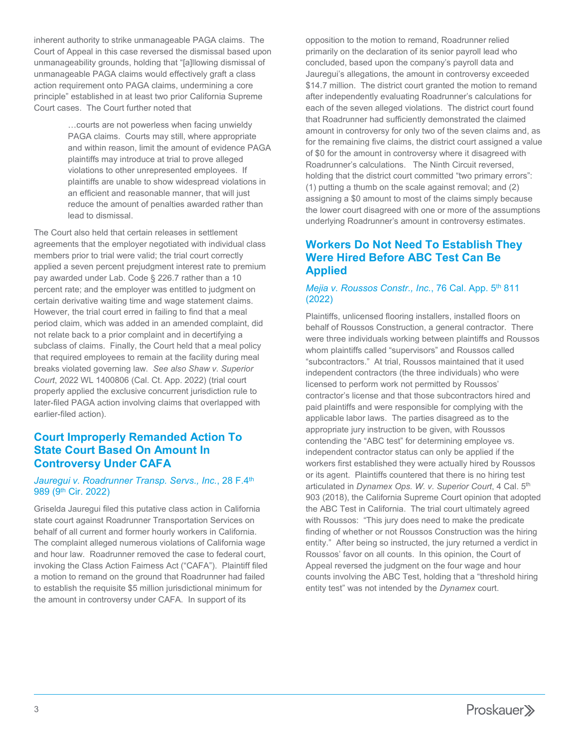inherent authority to strike unmanageable PAGA claims. The Court of Appeal in this case reversed the dismissal based upon unmanageability grounds, holding that "[a]llowing dismissal of unmanageable PAGA claims would effectively graft a class action requirement onto PAGA claims, undermining a core principle" established in at least two prior California Supreme Court cases. The Court further noted that

> …courts are not powerless when facing unwieldy PAGA claims. Courts may still, where appropriate and within reason, limit the amount of evidence PAGA plaintiffs may introduce at trial to prove alleged violations to other unrepresented employees. If plaintiffs are unable to show widespread violations in an efficient and reasonable manner, that will just reduce the amount of penalties awarded rather than lead to dismissal.

The Court also held that certain releases in settlement agreements that the employer negotiated with individual class members prior to trial were valid; the trial court correctly applied a seven percent prejudgment interest rate to premium pay awarded under Lab. Code § 226.7 rather than a 10 percent rate; and the employer was entitled to judgment on certain derivative waiting time and wage statement claims. However, the trial court erred in failing to find that a meal period claim, which was added in an amended complaint, did not relate back to a prior complaint and in decertifying a subclass of claims. Finally, the Court held that a meal policy that required employees to remain at the facility during meal breaks violated governing law. *See also Shaw v. Superior Court*, 2022 WL 1400806 (Cal. Ct. App. 2022) (trial court properly applied the exclusive concurrent jurisdiction rule to later-filed PAGA action involving claims that overlapped with earlier-filed action).

## Court Improperly Remanded Action To State Court Based On Amount In Controversy Under CAFA

*Jauregui v. Roadrunner Transp. Servs., Inc.*, 28 F.4th 989 (9th Cir. 2022)

Griselda Jauregui filed this putative class action in California state court against Roadrunner Transportation Services on behalf of all current and former hourly workers in California. The complaint alleged numerous violations of California wage and hour law. Roadrunner removed the case to federal court, invoking the Class Action Fairness Act ("CAFA"). Plaintiff filed a motion to remand on the ground that Roadrunner had failed to establish the requisite $5 million jurisdictional minimum for the amount in controversy under CAFA. In support of its opposition to the motion to remand, Roadrunner relied primarily on the declaration of its senior payroll lead who concluded, based upon the company's payroll data and Jauregui's allegations, the amount in controversy exceeded $14.7 million. The district court granted the motion to remand after independently evaluating Roadrunner's calculations for each of the seven alleged violations. The district court found that Roadrunner had sufficiently demonstrated the claimed amount in controversy for only two of the seven claims and, as for the remaining five claims, the district court assigned a value of $0 for the amount in controversy where it disagreed with Roadrunner's calculations. The Ninth Circuit reversed, holding that the district court committed "two primary errors": (1) putting a thumb on the scale against removal; and (2) assigning a $0 amount to most of the claims simply because the lower court disagreed with one or more of the assumptions underlying Roadrunner's amount in controversy estimates.

## Workers Do Not Need To Establish They Were Hired Before ABC Test Can Be Applied

*Mejia v. Roussos Constr., Inc.*, 76 Cal. App. 5th 811 (2022)

Plaintiffs, unlicensed flooring installers, installed floors on behalf of Roussos Construction, a general contractor. There were three individuals working between plaintiffs and Roussos whom plaintiffs called "supervisors" and Roussos called "subcontractors." At trial, Roussos maintained that it used independent contractors (the three individuals) who were licensed to perform work not permitted by Roussos' contractor's license and that those subcontractors hired and paid plaintiffs and were responsible for complying with the applicable labor laws. The parties disagreed as to the appropriate jury instruction to be given, with Roussos contending the "ABC test" for determining employee vs. independent contractor status can only be applied if the workers first established they were actually hired by Roussos or its agent. Plaintiffs countered that there is no hiring test articulated in *Dynamex Ops. W. v. Superior Court*, 4 Cal. 5th 903 (2018), the California Supreme Court opinion that adopted the ABC Test in California. The trial court ultimately agreed with Roussos: "This jury does need to make the predicate finding of whether or not Roussos Construction was the hiring entity." After being so instructed, the jury returned a verdict in Roussos' favor on all counts. In this opinion, the Court of Appeal reversed the judgment on the four wage and hour counts involving the ABC Test, holding that a "threshold hiring entity test" was not intended by the *Dynamex* court.